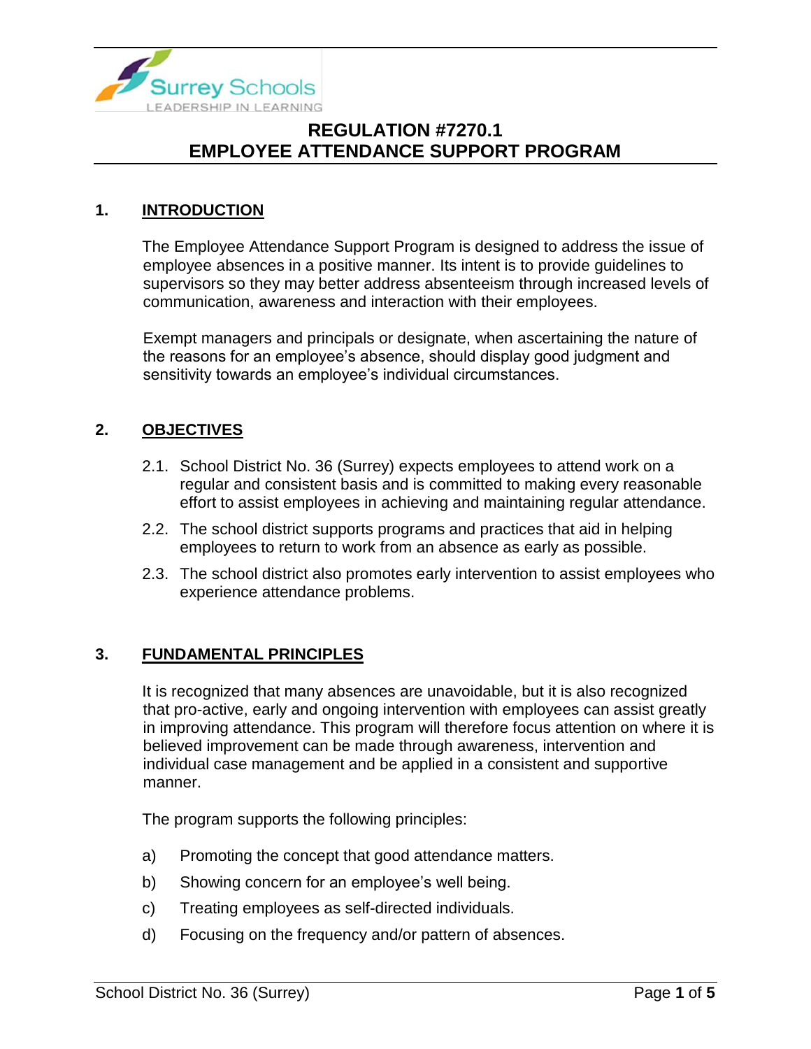# REGULATION #7270.1
# EMPLOYEE ATTENDANCE SUPPORT PROGRAM

## 1. INTRODUCTION

The Employee Attendance Support Program is designed to address the issue of employee absences in a positive manner. Its intent is to provide guidelines to supervisors so they may better address absenteeism through increased levels of communication, awareness and interaction with their employees.

Exempt managers and principals or designate, when ascertaining the nature of the reasons for an employee's absence, should display good judgment and sensitivity towards an employee's individual circumstances.

## 2. OBJECTIVES

2.1. School District No. 36 (Surrey) expects employees to attend work on a regular and consistent basis and is committed to making every reasonable effort to assist employees in achieving and maintaining regular attendance.

2.2. The school district supports programs and practices that aid in helping employees to return to work from an absence as early as possible.

2.3. The school district also promotes early intervention to assist employees who experience attendance problems.

## 3. FUNDAMENTAL PRINCIPLES

It is recognized that many absences are unavoidable, but it is also recognized that pro-active, early and ongoing intervention with employees can assist greatly in improving attendance. This program will therefore focus attention on where it is believed improvement can be made through awareness, intervention and individual case management and be applied in a consistent and supportive manner.

The program supports the following principles:

a) Promoting the concept that good attendance matters.

b) Showing concern for an employee's well being.

c) Treating employees as self-directed individuals.

d) Focusing on the frequency and/or pattern of absences.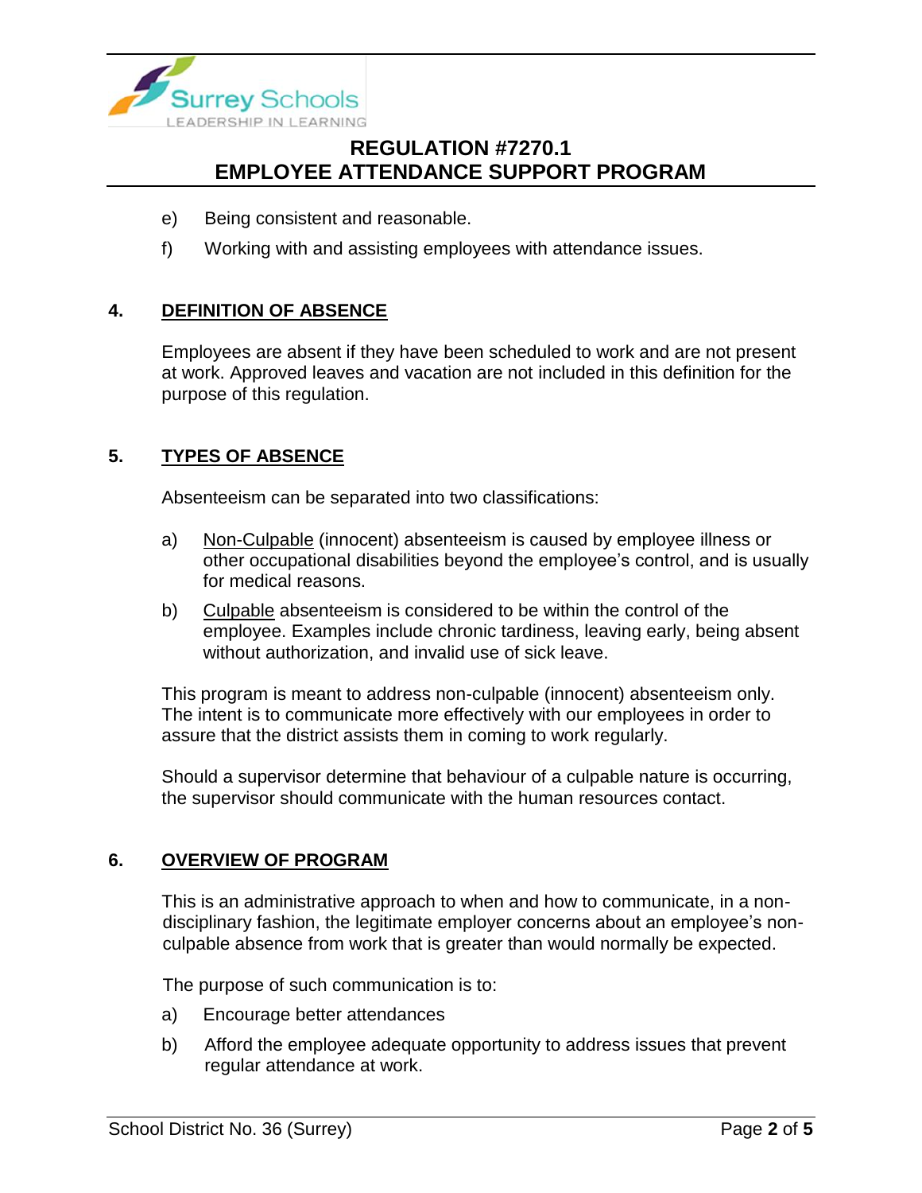e) Being consistent and reasonable.

f) Working with and assisting employees with attendance issues.

## 4. DEFINITION OF ABSENCE

Employees are absent if they have been scheduled to work and are not present at work. Approved leaves and vacation are not included in this definition for the purpose of this regulation.

## 5. TYPES OF ABSENCE

Absenteeism can be separated into two classifications:

a) Non-Culpable (innocent) absenteeism is caused by employee illness or other occupational disabilities beyond the employee's control, and is usually for medical reasons.

b) Culpable absenteeism is considered to be within the control of the employee. Examples include chronic tardiness, leaving early, being absent without authorization, and invalid use of sick leave.

This program is meant to address non-culpable (innocent) absenteeism only. The intent is to communicate more effectively with our employees in order to assure that the district assists them in coming to work regularly.

Should a supervisor determine that behaviour of a culpable nature is occurring, the supervisor should communicate with the human resources contact.

## 6. OVERVIEW OF PROGRAM

This is an administrative approach to when and how to communicate, in a non-disciplinary fashion, the legitimate employer concerns about an employee's non-culpable absence from work that is greater than would normally be expected.

The purpose of such communication is to:

a) Encourage better attendances

b) Afford the employee adequate opportunity to address issues that prevent regular attendance at work.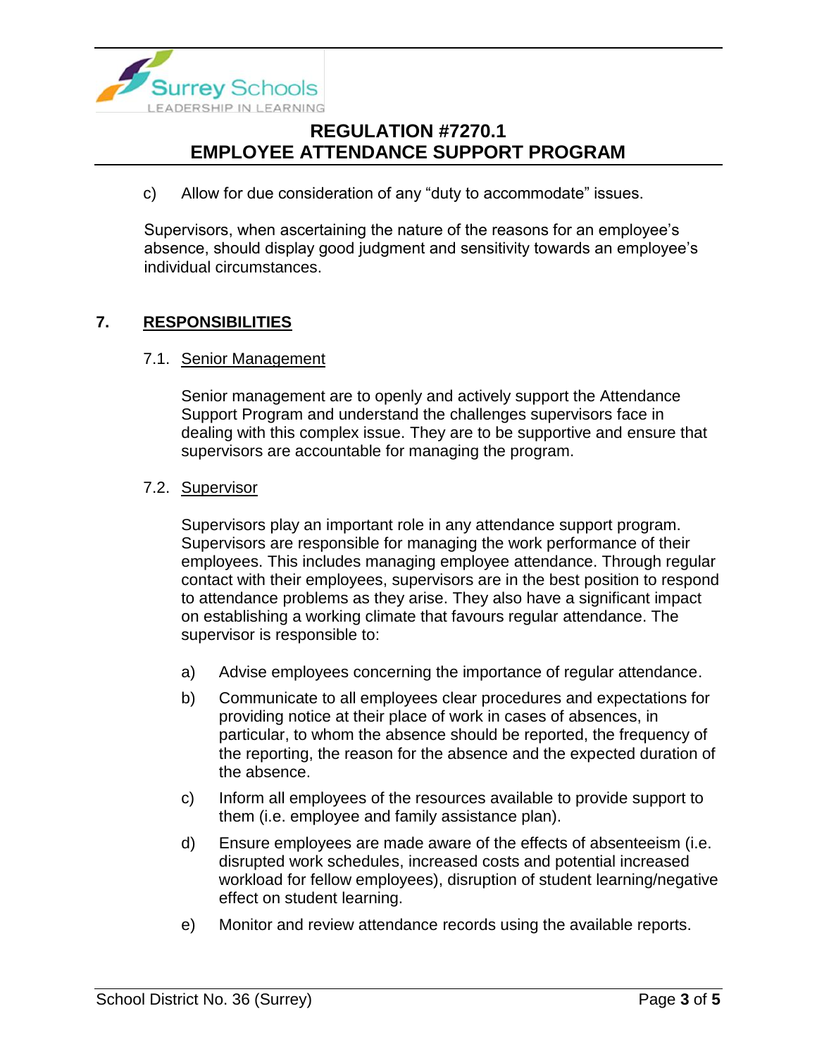c) Allow for due consideration of any “duty to accommodate” issues.

Supervisors, when ascertaining the nature of the reasons for an employee’s absence, should display good judgment and sensitivity towards an employee’s individual circumstances.

## 7. RESPONSIBILITIES

### 7.1. Senior Management

Senior management are to openly and actively support the Attendance Support Program and understand the challenges supervisors face in dealing with this complex issue. They are to be supportive and ensure that supervisors are accountable for managing the program.

### 7.2. Supervisor

Supervisors play an important role in any attendance support program. Supervisors are responsible for managing the work performance of their employees. This includes managing employee attendance. Through regular contact with their employees, supervisors are in the best position to respond to attendance problems as they arise. They also have a significant impact on establishing a working climate that favours regular attendance. The supervisor is responsible to:

a) Advise employees concerning the importance of regular attendance.

b) Communicate to all employees clear procedures and expectations for providing notice at their place of work in cases of absences, in particular, to whom the absence should be reported, the frequency of the reporting, the reason for the absence and the expected duration of the absence.

c) Inform all employees of the resources available to provide support to them (i.e. employee and family assistance plan).

d) Ensure employees are made aware of the effects of absenteeism (i.e. disrupted work schedules, increased costs and potential increased workload for fellow employees), disruption of student learning/negative effect on student learning.

e) Monitor and review attendance records using the available reports.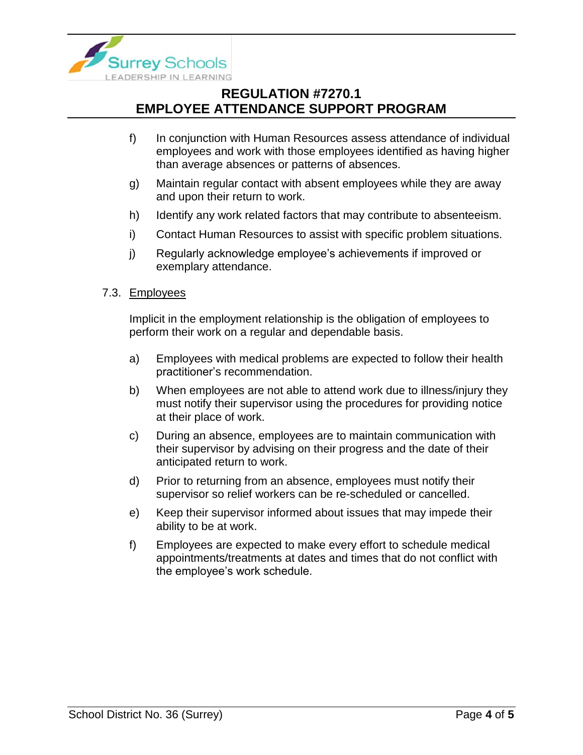f) In conjunction with Human Resources assess attendance of individual employees and work with those employees identified as having higher than average absences or patterns of absences.

g) Maintain regular contact with absent employees while they are away and upon their return to work.

h) Identify any work related factors that may contribute to absenteeism.

i) Contact Human Resources to assist with specific problem situations.

j) Regularly acknowledge employee's achievements if improved or exemplary attendance.

7.3. Employees

Implicit in the employment relationship is the obligation of employees to perform their work on a regular and dependable basis.

a) Employees with medical problems are expected to follow their health practitioner's recommendation.

b) When employees are not able to attend work due to illness/injury they must notify their supervisor using the procedures for providing notice at their place of work.

c) During an absence, employees are to maintain communication with their supervisor by advising on their progress and the date of their anticipated return to work.

d) Prior to returning from an absence, employees must notify their supervisor so relief workers can be re-scheduled or cancelled.

e) Keep their supervisor informed about issues that may impede their ability to be at work.

f) Employees are expected to make every effort to schedule medical appointments/treatments at dates and times that do not conflict with the employee's work schedule.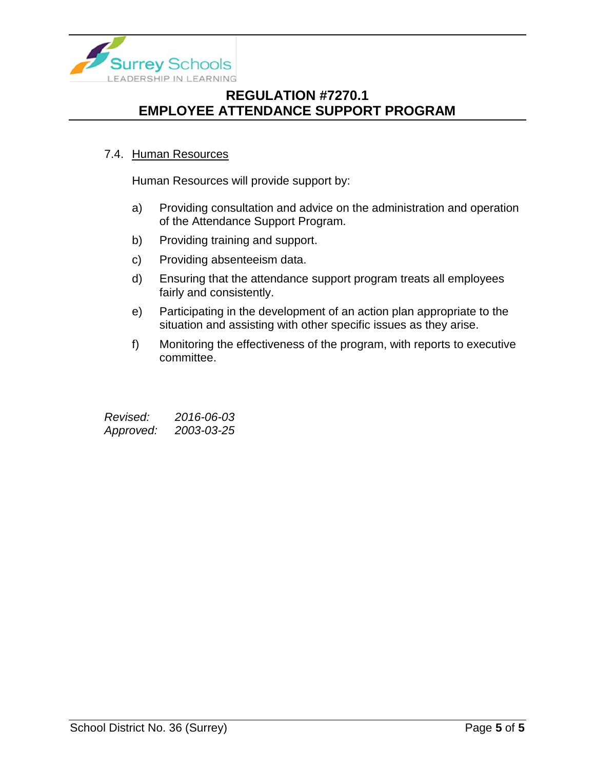### 7.4. Human Resources

Human Resources will provide support by:

a) Providing consultation and advice on the administration and operation of the Attendance Support Program.

b) Providing training and support.

c) Providing absenteeism data.

d) Ensuring that the attendance support program treats all employees fairly and consistently.

e) Participating in the development of an action plan appropriate to the situation and assisting with other specific issues as they arise.

f) Monitoring the effectiveness of the program, with reports to executive committee.

*Revised: 2016-06-03*
*Approved: 2003-03-25*